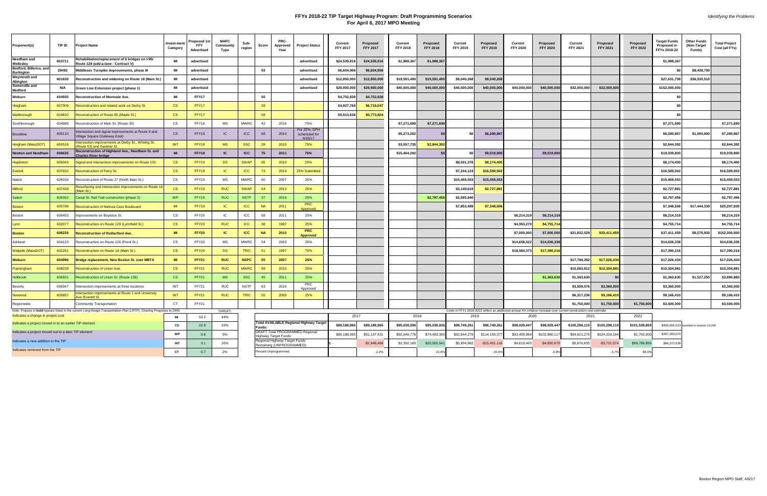# FFYs 2018-22 TIP Target Highway Program: Draft Programming Scenarios
## For April 6, 2017 MPO Meeting

*Identifying the Problems*

| Proponent(s) | TIP ID | Project Name | Invest-ment Category | Proposed 1st FFY Advertised | MAPC Community Type | Sub-region | Score | PRC-Approved Year | Project Status | Current FFY 2017 | Proposed FFY 2017 | Current FFY 2018 | Proposed FFY 2018 | Current FFY 2019 | Proposed FFY 2019 | Current FFY 2020 | Proposed FFY 2020 | Current FFY 2021 | Proposed FFY 2021 | Proposed FFY 2022 | Target Funds Proposed in FFYs 2018-22 | Other Funds (Non-Target Funds) | Total Project Cost (all FYs) |
|---|---|---|---|---|---|---|---|---|---|---|---|---|---|---|---|---|---|---|---|---|---|---|---|
| **Needham and Wellesley** | **603711** | **Rehabilitation/replacement of 6 bridges on I-95/ Route 128 (add-a-lane - Contract V)** | **MI** | **advertised** | | | | | **advertised** | **$24,539,816** | **$24,539,816** | **$1,988,367** | **$1,988,367** | | | | | | | | **$1,988,367** | | |
| **Bedford, Billerica, and Burlington** | **29492** | **Middlesex Turnpike improvements, phase III** | **MI** | **advertised** | | | **53** | | **advertised** | **$6,604,906** | **$6,604,906** | | | | | | | | | | **$0** | **$8,438,700** | |
| **Weymouth and Abington** | **601630** | **Reconstruction and widening on Route 18 (Main St.)** | **MI** | **advertised** | | | | | **advertised** | **$12,850,000** | **$12,850,000** | **$19,591,490** | **$19,591,490** | **$8,040,268** | **$8,040,268** | | | | | | **$27,631,758** | **$36,530,510** | |
| **Somerville and Medford** | **N/A** | **Green Line Extension project (phase 1)** | **MI** | **advertised** | | | | | **advertised** | **$29,900,000** | **$29,900,000** | **$40,000,000** | **$40,000,000** | **$40,000,000** | **$40,000,000** | **$40,000,000** | **$40,000,000** | **$32,000,000** | **$32,000,000** | | **$152,000,000** | | |
| **Woburn** | **604935** | **Reconstruction of Montvale Ave.** | **MI** | **FFY17** | | | **50** | | | **$4,752,838** | **$4,752,838** | | | | | | | | | | **$0** | | |
| Hingham | 607309 | Reconstruction and related work on Derby St. | CS | FFY17 | | | 28 | | | $4,927,769 | $6,716,047 | | | | | | | | | | $0 | | |
| Marlborough | 604810 | Reconstruction of Route 85 (Maple St.) | CS | FFY17 | | | 58 | | | $5,613,636 | $5,773,824 | | | | | | | | | | $0 | | |
| Southborough | 604989 | Reconstruction of Main St. (Route 30) | CS | FFY18 | MS | MWRC | 42 | 2016 | 75% | | | $7,271,690 | $7,271,690 | | | | | | | | $7,271,690 | | $7,271,690 |
| Brookline | 605110 | Intersection and signal improvements at Route 9 and Village Square (Gateway East) | CS | FFY18 | IC | ICC | 68 | 2010 | Pre 25%; DPH scheduled for 4/26/17 | | | $5,273,202 | $0 | $0 | $6,280,867 | | | | | | $6,280,867 | $1,000,000 | $7,280,867 |
| Hingham (MassDOT) | 600518 | Intersection improvements at Derby St., Whiting St. (Route 53) and Gardner St. | INT | FFY18 | MS | SSC | 28 | 2010 | 75% | | | $3,057,735 | $2,844,392 | | | | | | | | $2,844,392 | | $2,844,392 |
| **Newton and Needham** | **606635** | **Reconstruction of Highland Ave., Needham St. and Charles River bridge** | **MI** | **FFY18** | **IC** | **ICC** | **75** | **2011** | **75%** | | | **$15,464,292** | **$0** | **$0** | **$9,519,900** | | **$9,519,900** | | | | **$19,039,800** | | **$19,039,800** |
| Hopkinton | 606043 | Signal and intersection improvements on Route 135 | CS | FFY19 | DS | SWAP | 65 | 2010 | 25% | | | | | $8,501,376 | $8,174,400 | | | | | | $8,174,400 | | $8,174,400 |
| Everett | 607652 | Reconstruction of Ferry St. | CS | FFY19 | IC | ICC | 73 | 2014 | 25% Submitted | | | | | $7,244,124 | $16,599,002 | | | | | | $16,599,002 | | $16,599,002 |
| Natick | 605034 | Reconstruction of Route 27 (North Main St.) | CS | FFY19 | MS | MWRC | 60 | 2007 | 25% | | | | | $15,459,553 | $15,459,553 | | | | | | $15,459,553 | | $15,459,553 |
| Milford | 607428 | Resurfacing and intersection improvements on Route 16 (Main St.) | CS | FFY19 | RUC | SWAP | 54 | 2013 | 25% | | | | | $3,149,619 | $2,727,881 | | | | | | $2,727,881 | | $2,727,881 |
| Salem | 608352 | Canal St. Rail Trail construction (phase 2) | B/P | FFY19 | RUC | NSTF | 37 | 2016 | 25% | | | | $2,787,456 | $2,595,840 | | | | | | | $2,787,456 | | $2,787,456 |
| Boston | 605789 | Reconstruction of Melnea Cass Boulevard | MI | FFY19 | IC | ICC | NA | 2011 | PRC Approved | | | | | $7,853,499 | $7,348,506 | | | | | | $7,348,506 | $17,444,339 | $25,297,839 |
| Boston | 606453 | Improvements on Boylston St. | CS | FFY20 | IC | ICC | 58 | 2011 | 25% | | | | | | | $8,214,319 | $8,214,319 | | | | $8,214,319 | | $8,214,319 |
| Lynn | 602077 | Reconstruction on Route 129 (Lynnfield St.) | CS | FFY20 | RUC | ICC | 38 | 1997 | 25% | | | | | | | $4,953,270 | $4,755,714 | | | | $4,755,714 | | $4,755,714 |
| **Boston** | **606226** | **Reconstruction of Rutherford Ave.** | **MI** | **FFY20** | **IC** | **ICC** | **NA** | **2010** | **PRC Approved** | | | | | | | **$7,000,000** | **$7,000,000** | **$21,832,529** | **$30,411,459** | | **$37,411,459** | **$8,578,930** | **$152,000,000** |
| Ashland | 604123 | Reconstruction on Route 126 (Pond St.) | CS | FFY20 | MS | MWRC | 54 | 2003 | 25% | | | | | | | $14,658,022 | $14,636,338 | | | | $14,636,338 | | $14,636,338 |
| Walpole (MassDOT) | 602261 | Reconstruction on Route 1A (Main St.) | CS | FFY20 | DS | TRIC | 51 | 1997 | 75% | | | | | | | $18,584,373 | $17,390,216 | | | | $17,390,216 | | $17,390,216 |
| **Woburn** | **604996** | **Bridge replacement, New Boston St. over MBTA** | **MI** | **FFY21** | **RUC** | **NSPC** | **55** | **2007** | **25%** | | | | | | | | | **$17,784,392** | **$17,026,434** | | **$17,026,434** | | **$17,026,434** |
| Framingham | 608228 | Reconstruction of Union Ave. | CS | FFY21 | RUC | MWRC | 58 | 2015 | 25% | | | | | | | | | $10,063,912 | $10,304,881 | | $10,304,881 | | $10,304,881 |
| Holbrook | 606501 | Reconstruction of Union St. (Route 139) | CS | FFY21 | MS | SSC | 45 | 2011 | 25% | | | | | | | | $1,363,630 | $1,363,630 | $0 | | $1,363,630 | $1,527,250 | $2,890,880 |
| Beverly | 608347 | Intersection improvements at three locations | INT | FFY21 | RUC | NSTF | 63 | 2016 | PRC Approved | | | | | | | | | $3,509,576 | $3,360,000 | | $3,360,000 | | $3,360,000 |
| Norwood | 605857 | Intersection improvements at Route 1 and University Ave./Everett St. | INT | FFY21 | RUC | TRIC | 55 | 2009 | 25% | | | | | | | | | $6,317,236 | $9,166,410 | | $9,166,410 | | $9,166,410 |
| Regionwide | | Community Transportation | CT | FFY21 | | | | | | | | | | | | | | $1,750,000 | $1,750,000 | $1,750,000 | $3,500,000 | | $3,500,000 |

Note: Projects in **bold** typeare listed in the current Long-Range Transportation Plan (LRTP), Charting Progress to 2040.

Costs in FFYs 2019-2022 reflect an additional annual 4% inflation increase over current construction cost estimate.

| Legend |
|---|
| Indicates a change in project cost |
| Indicates a project moved in to an earlier TIP element |
| Indicates a project moved out to a later TIP element |
| Indicates a new addition to the TIP |
| Indicates removed from the TIP |

| Category | | | TARGET: |
|---|---|---|---|
| MI | 53.2 | 44% | |
| CS | 22.9 | 33% | |
| B/P | 0.6 | 5% | |
| INT | 3.1 | 16% | |
| CT | 0.7 | 2% | |

| | 2017 Current | 2017 Proposed | 2018 Current | 2018 Proposed | 2019 Current | 2019 Proposed | 2020 Current | 2020 Proposed | 2021 Current | 2021 Proposed | 2022 | |
|---|---|---|---|---|---|---|---|---|---|---|---|---|
| Total AVAILABLE Regional Highway Target Funds: | $89,188,965 | $89,188,965 | $95,038,936 | $95,038,936 | $98,749,261 | $98,749,261 | $98,029,447 | $98,029,447 | $100,298,110 | $100,298,110 | $101,539,859 | $493,655,613 *rounded to nearest 10,000* |
| DRAFT Total PROGRAMMED Regional Highway Target Funds: | $89,188,965 | $91,137,431 | $92,646,776 | $74,483,395 | $92,844,279 | $114,150,377 | $93,409,984 | $102,880,117 | $94,621,275 | $104,019,184 | $1,750,000 | $397,283,074 |
| Regional Highway Target Funds Remaining (UNPROGRAMMED): | $ - | -$1,948,466 | $2,392,160 | $20,555,541 | $5,904,982 | -$15,401,116 | $4,619,463 | -$4,850,670 | $5,676,835 | -$3,721,074 | $99,789,859 | $96,372,539 |
| Percent Unprogrammed | | -2.2% | | 21.6% | | -15.6% | | -4.9% | | -3.7% | 98.3% | |

Boston Region MPO Staff, 4/6/17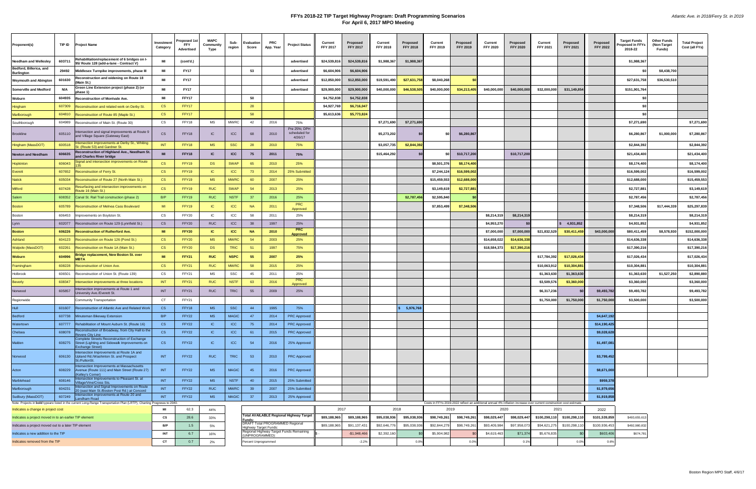# FFYs 2018-22 TIP Target Highway Program: Draft Programming Scenarios
## For April 6, 2017 MPO Meeting

*Atlantic Ave. in 2018/Ferry St. in 2019*

| Proponent(s) | TIP ID | Project Name | Investment Category | Proposed 1st FFY Advertised | MAPC Community Type | Sub-region | Evaluation Score | PRC App. Year | Project Status | Current FFY 2017 | Proposed FFY 2017 | Current FFY 2018 | Proposed FFY 2018 | Current FFY 2019 | Proposed FFY 2019 | Current FFY 2020 | Proposed FFY 2020 | Current FFY 2021 | Proposed FFY 2021 | Proposed FFY 2022 | Target Funds Proposed in FFYs 2018-22 | Other Funds (Non-Target Funds) | Total Project Cost (all FYs) |
|---|---|---|---|---|---|---|---|---|---|---|---|---|---|---|---|---|---|---|---|---|---|---|---|
| Needham and Wellesley | 603711 | Rehabilitation/replacement of 6 bridges on I-95/ Route 128 (add-a-lane - Contract V) | MI | (cont'd.) | | | | | advertised | $24,539,816 | $24,539,816 | $1,988,367 | $1,988,367 | | | | | | | | $1,988,367 | | |
| Bedford, Billerica, and Burlington | 29492 | Middlesex Turnpike improvements, phase III | MI | FY17 | | | 53 | | advertised | $6,604,906 | $6,604,906 | | | | | | | | | | $0 | $8,438,700 | |
| Weymouth and Abington | 601630 | Reconstruction and widening on Route 18 (Main St.) | MI | FY17 | | | | | advertised | $12,850,000 | $12,850,000 | $19,591,490 | $27,631,758 | $8,040,268 | $0 | | | | | | $27,631,758 | $36,530,510 | |
| Somerville and Medford | N/A | Green Line Extension project (phase 2) (or phase 1) | MI | FY17 | | | | | advertised | $29,900,000 | $29,900,000 | $40,000,000 | $46,538,505 | $40,000,000 | $34,213,405 | $40,000,000 | $40,000,000 | $32,000,000 | $31,149,854 | | $151,901,764 | | |
| Woburn | 604935 | Reconstruction of Montvale Ave. | MI | FFY17 | | | 50 | | | $4,752,838 | $4,752,838 | | | | | | | | | | $0 | | |
| Hingham | 607309 | Reconstruction and related work on Derby St. | CS | FFY17 | | | 28 | | | $4,927,769 | $6,716,047 | | | | | | | | | | $0 | | |
| Marlborough | 604810 | Reconstruction of Route 85 (Maple St.) | CS | FFY17 | | | 58 | | | $5,613,636 | $5,773,824 | | | | | | | | | | $0 | | |
| Southborough | 604989 | Reconstruction of Main St. (Route 30) | CS | FFY18 | MS | MWRC | 42 | 2016 | 75% | | | $7,271,690 | $7,271,690 | | | | | | | | $7,271,690 | | $7,271,690 |
| Brookline | 605110 | Intersection and signal improvements at Route 9 and Village Square (Gateway East) | CS | FFY18 | IC | ICC | 68 | 2010 | Pre 25%; DPH scheduled for 4/26/17 | | | $5,273,202 | $0 | $0 | $6,280,867 | | | | | | $6,280,867 | $1,000,000 | $7,280,867 |
| Hingham (MassDOT) | 600518 | Intersection improvements at Derby St., Whiting St. (Route 53) and Gardner St. | INT | FFY18 | MS | SSC | 28 | 2010 | 75% | | | $3,057,735 | $2,844,392 | | | | | | | | $2,844,392 | | $2,844,392 |
| **Newton and Needham** | **606635** | **Reconstruction of Highland Ave., Needham St. and Charles River bridge** | **MI** | **FFY18** | **IC** | **ICC** | **75** | **2011** | **75%** | | | $15,464,292 | $0 | $0 | $10,717,200 | | $10,717,200 | | | | $21,434,400 | | $21,434,400 |
| Hopkinton | 606043 | Signal and intersection improvements on Route 135 | CS | FFY19 | DS | SWAP | 65 | 2010 | 25% | | | | | $8,501,376 | $8,174,400 | | | | | | $8,174,400 | | $8,174,400 |
| Everett | 607652 | Reconstruction of Ferry St. | CS | FFY19 | IC | ICC | 73 | 2014 | 25% Submitted | | | | | $7,244,124 | $16,599,002 | | | | | | $16,599,002 | | $16,599,002 |
| Natick | 605034 | Reconstruction of Route 27 (North Main St.) | CS | FFY19 | MS | MWRC | 60 | 2007 | 25% | | | | | $15,459,553 | $12,688,000 | | | | | | $12,688,000 | | $15,459,553 |
| Milford | 607428 | Resurfacing and intersection improvements on Route 16 (Main St.) | CS | FFY19 | RUC | SWAP | 54 | 2013 | 25% | | | | | $3,149,619 | $2,727,881 | | | | | | $2,727,881 | | $3,149,619 |
| Salem | 608352 | Canal St. Rail Trail construction (phase 2) | B/P | FFY19 | RUC | NSTF | 37 | 2016 | 25% | | | | $2,787,456 | $2,595,840 | $0 | | | | | | $2,787,456 | | $2,787,456 |
| Boston | 605789 | Reconstruction of Melnea Cass Boulevard | MI | FFY19 | IC | ICC | NA | 2011 | PRC Approved | | | | | $7,853,499 | $7,348,506 | | | | | | $7,348,506 | $17,444,339 | $25,297,839 |
| Boston | 606453 | Improvements on Boylston St. | CS | FFY20 | IC | ICC | 58 | 2011 | 25% | | | | | | | $8,214,319 | $8,214,319 | | | | $8,214,319 | | $8,214,319 |
| Lynn | 602077 | Reconstruction on Route 129 (Lynnfield St.) | CS | FFY20 | RUC | ICC | 38 | 1997 | 25% | | | | | | | $4,953,270 | $0 | | $ 4,931,852 | | $4,931,852 | | $4,931,852 |
| **Boston** | **606226** | **Reconstruction of Rutherford Ave.** | **MI** | **FFY20** | **IC** | **ICC** | **NA** | **2010** | **PRC Approved** | | | | | | | $7,000,000 | $7,000,000 | $21,832,529 | $30,411,459 | $43,000,000 | $80,411,459 | $8,578,930 | $152,000,000 |
| Ashland | 604123 | Reconstruction on Route 126 (Pond St.) | CS | FFY20 | MS | MWRC | 54 | 2003 | 25% | | | | | | | $14,658,022 | $14,636,338 | | | | $14,636,338 | | $14,636,338 |
| Walpole (MassDOT) | 602261 | Reconstruction on Route 1A (Main St.) | CS | FFY20 | DS | TRIC | 51 | 1997 | 75% | | | | | | | $18,584,373 | $17,390,216 | | | | $17,390,216 | | $17,390,216 |
| **Woburn** | **604996** | **Bridge replacement, New Boston St. over MBTA** | **MI** | **FFY21** | **RUC** | **NSPC** | **55** | **2007** | **25%** | | | | | | | | | $17,784,392 | $17,026,434 | | $17,026,434 | | $17,026,434 |
| Framingham | 608228 | Reconstruction of Union Ave. | CS | FFY21 | RUC | MWRC | 58 | 2015 | 25% | | | | | | | | | $10,063,912 | $10,304,881 | | $10,304,881 | | $10,304,881 |
| Holbrook | 606501 | Reconstruction of Union St. (Route 139) | CS | FFY21 | MS | SSC | 45 | 2011 | 25% | | | | | | | | | $1,363,630 | $1,363,630 | | $1,363,630 | $1,527,250 | $2,890,880 |
| Beverly | 608347 | Intersection improvements at three locations | INT | FFY21 | RUC | NSTF | 63 | 2016 | PRC Approved | | | | | | | | | $3,509,576 | $3,360,000 | | $3,360,000 | | $3,360,000 |
| Norwood | 605857 | Intersection improvements at Route 1 and University Ave./Everett St. | INT | FFY21 | RUC | TRIC | 55 | 2009 | 25% | | | | | | | | | $6,317,236 | $0 | $9,493,782 | $9,493,782 | | $9,493,782 |
| Regionwide | | Community Transportation | CT | FFY21 | | | | | | | | | | | | | | $1,750,000 | $1,750,000 | $1,750,000 | $3,500,000 | | $3,500,000 |
| Hull | 601607 | Reconstruction of Atlantic Ave and Related Work | CS | FFY18 | MS | SSC | 44 | 1995 | 75% | | | | $ 5,976,768 | | | | | | | | | | |
| Bedford | 607738 | Minuteman Bikeway Extension | B/P | FFY22 | MS | MAGIC | 47 | 2014 | PRC Approved | | | | | | | | | | | $4,647,192 | | | |
| Watertown | 607777 | Rehabilitation of Mount Auburn St. (Route 16) | CS | FFY22 | IC | ICC | 75 | 2014 | PRC Approved | | | | | | | | | | | $14,190,425 | | | |
| Chelsea | 608078 | Reconstruction of Broadway, from City Hall to the Revere City Line | CS | FFY22 | IC | ICC | 61 | 2015 | PRC Approved | | | | | | | | | | | $9,028,628 | | | |
| Malden | 608275 | Complete Streets Reconstruction of Exchange Street (Lighting and Sidewalk Improvements on Exchange Street) | CS | FFY22 | IC | ICC | 54 | 2016 | 25% Approved | | | | | | | | | | | $1,497,081 | | | |
| Norwood | 606130 | Intersection Improvements at Route 1A and Upland Rd./Washinton St. and Prospect St./FultonSt. | INT | FFY22 | RUC | TRIC | 53 | 2010 | PRC Approved | | | | | | | | | | | $3,799,452 | | | |
| Acton | 608229 | Intersection Improvements at Massachusetts Avenue (Route 111) and Main Street (Route 27) (Kelley's Corner) | INT | FFY22 | MS | MAGIC | 45 | 2016 | PRC Approved | | | | | | | | | | | $8,671,000 | | | |
| Marblehead | 608146 | Intersection Improvements to Pleasant St. at Village/Vine/Cross Sts. | INT | FFY22 | MS | NSTF | 40 | 2015 | 25% Submitted | | | | | | | | | | | $959,378 | | | |
| Marlborough | 604231 | Intersection and Signal Improvements on Route 20 (east Main St./Boston Post Rd.) at Concord | INT | FFY22 | RUC | MWRC | 39 | 2007 | 25% Submitted | | | | | | | | | | | $1,979,656 | | | |
| Sudbury (MassDOT) | 607249 | Intersection improvements at Route 20 and Landham Road | INT | FFY22 | MS | MAGIC | 37 | 2013 | 25% Approved | | | | | | | | | | | $1,919,858 | | | |

Note: Projects in **bold** typeare listed in the current Long-Range Transportation Plan (LRTP), Charting Progress to 2040.

Costs in FFYs 2019-2022 reflect an additional annual 4% inflation increase over current construction cost estimate.

| Legend | Category | Value | Percent |
|---|---|---|---|
| Indicates a change in project cost | MI | 62.3 | 44% |
| Indicates a project moved in to an earlier TIP element | CS | 28.6 | 33% |
| Indicates a project moved out to a later TIP element | B/P | 1.5 | 5% |
| Indicates a new addition to the TIP | INT | 6.7 | 16% |
| Indicates removed from the TIP | CT | 0.7 | 2% |

| | 2017 | | 2018 | | 2019 | | 2020 | | 2021 | | 2022 | |
|---|---|---|---|---|---|---|---|---|---|---|---|---|
| Total AVAILABLE Regional Highway Target Funds: | $89,188,965 | $89,188,965 | $95,038,936 | $95,038,936 | $98,749,261 | $98,749,261 | $98,029,447 | $98,029,447 | $100,298,110 | $100,298,110 | $101,539,859 | $493,655,613 |
| DRAFT Total PROGRAMMED Regional Highway Target Funds: | $89,188,965 | $91,137,431 | $92,646,776 | $95,038,936 | $92,844,279 | $98,749,261 | $93,409,984 | $97,958,073 | $94,621,275 | $100,298,110 | $100,936,453 | $492,980,832 |
| Regional Highway Target Funds Remaining (UNPROGRAMMED): | $ - | -$1,948,466 | $2,392,160 | $0 | $5,904,982 | $0 | $4,619,463 | $71,374 | $5,676,835 | $0 | $603,406 | $674,781 |
| Percent Unprogrammed | | -2.2% | | 0.0% | | 0.0% | | 0.1% | | 0.0% | 0.6% | |

Boston Region MPO Staff, 4/6/17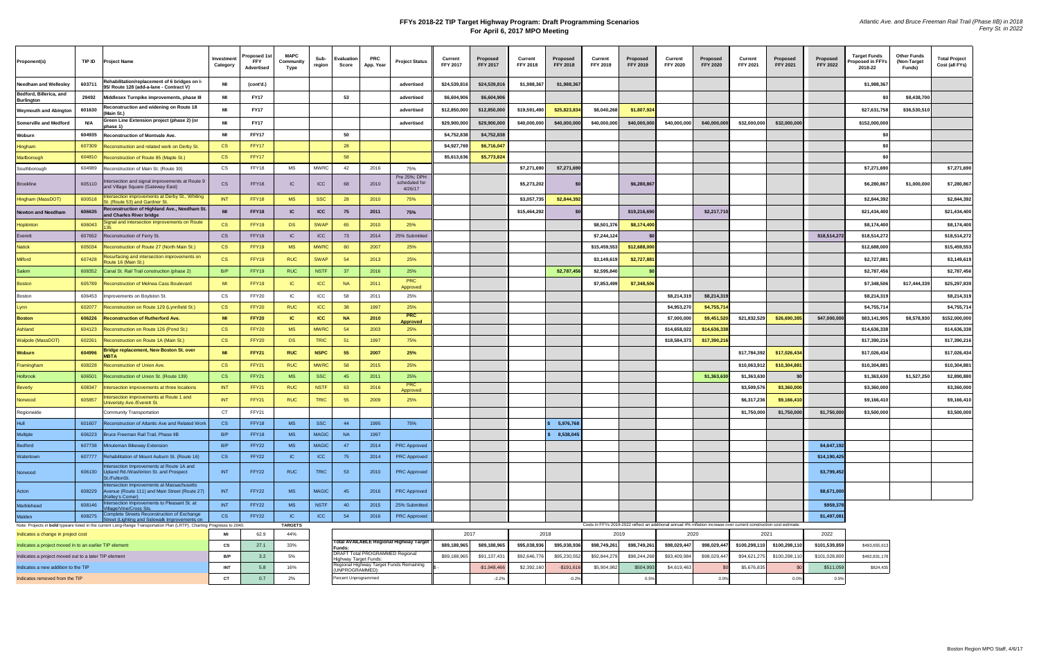# FFYs 2018-22 TIP Target Highway Program: Draft Programming Scenarios
## For April 6, 2017 MPO Meeting

*Atlantic Ave. and Bruce Freeman Rail Trail (Phase IIB) in 2018*
*Ferry St. in 2022*

| Proponent(s) | TIP ID | Project Name | Investment Category | Proposed 1st FFY Advertised | MAPC Community Type | Sub-region | Evaluation Score | PRC App. Year | Project Status | Current FFY 2017 | Proposed FFY 2017 | Current FFY 2018 | Proposed FFY 2018 | Current FFY 2019 | Proposed FFY 2019 | Current FFY 2020 | Proposed FFY 2020 | Current FFY 2021 | Proposed FFY 2021 | Proposed FFY 2022 | Target Funds Proposed in FFYs 2018-22 | Other Funds (Non-Target Funds) | Total Project Cost (all FYs) |
|---|---|---|---|---|---|---|---|---|---|---|---|---|---|---|---|---|---|---|---|---|---|---|---|
| Needham and Wellesley | 603711 | Rehabilitation/replacement of 6 bridges on I-95/ Route 128 (add-a-lane - Contract V) | MI | (cont'd.) | | | | | advertised | $24,539,816 | $24,539,816 | $1,988,367 | $1,988,367 | | | | | | | | $1,988,367 | | |
| Bedford, Billerica, and Burlington | 29492 | Middlesex Turnpike improvements, phase III | MI | FY17 | | | 53 | | advertised | $6,604,906 | $6,604,906 | | | | | | | | | | $0 | $8,438,700 | |
| Weymouth and Abington | 601630 | Reconstruction and widening on Route 18 (Main St.) | MI | FY17 | | | | | advertised | $12,850,000 | $12,850,000 | $19,591,490 | $25,823,834 | $8,040,268 | $1,807,924 | | | | | | $27,631,758 | $36,530,510 | |
| Somerville and Medford | N/A | Green Line Extension project (phase 2) (or phase 1) | MI | FY17 | | | | | advertised | $29,900,000 | $29,900,000 | $40,000,000 | $40,000,000 | $40,000,000 | $40,000,000 | $40,000,000 | $40,000,000 | $32,000,000 | $32,000,000 | | $152,000,000 | | |
| Woburn | 604935 | Reconstruction of Montvale Ave. | MI | FFY17 | | | 50 | | | $4,752,838 | $4,752,838 | | | | | | | | | | $0 | | |
| Hingham | 607309 | Reconstruction and related work on Derby St. | CS | FFY17 | | | 28 | | | $4,927,769 | $6,716,047 | | | | | | | | | | $0 | | |
| Marlborough | 604810 | Reconstruction of Route 85 (Maple St.) | CS | FFY17 | | | 58 | | | $5,613,636 | $5,773,824 | | | | | | | | | | $0 | | |
| Southborough | 604989 | Reconstruction of Main St. (Route 30) | CS | FFY18 | MS | MWRC | 42 | 2016 | 75% | | | $7,271,690 | $7,271,690 | | | | | | | | $7,271,690 | | $7,271,690 |
| Brookline | 605110 | Intersection and signal improvements at Route 9 and Village Square (Gateway East) | CS | FFY18 | IC | ICC | 68 | 2010 | Pre 25%; DPH scheduled for 4/26/17 | | | $5,273,202 | $0 | | $6,280,867 | | | | | | $6,280,867 | $1,000,000 | $7,280,867 |
| Hingham (MassDOT) | 600518 | Intersection improvements at Derby St., Whiting St. (Route 53) and Gardner St. | INT | FFY18 | MS | SSC | 28 | 2010 | 75% | | | $3,057,735 | $2,844,392 | | | | | | | | $2,844,392 | | $2,844,392 |
| **Newton and Needham** | **606635** | **Reconstruction of Highland Ave., Needham St. and Charles River bridge** | **MI** | **FFY18** | **IC** | **ICC** | **75** | **2011** | **75%** | | | $15,464,292 | $0 | | $19,216,690 | | $2,217,710 | | | | $21,434,400 | | $21,434,400 |
| Hopkinton | 606043 | Signal and intersection improvements on Route 135 | CS | FFY19 | DS | SWAP | 65 | 2010 | 25% | | | | | $8,501,376 | $8,174,400 | | | | | | $8,174,400 | | $8,174,400 |
| Everett | 607652 | Reconstruction of Ferry St. | CS | FFY19 | IC | ICC | 73 | 2014 | 25% Submitted | | | | | $7,244,124 | $0 | | | | | $18,514,272 | $18,514,272 | | $18,514,272 |
| Natick | 605034 | Reconstruction of Route 27 (North Main St.) | CS | FFY19 | MS | MWRC | 60 | 2007 | 25% | | | | | $15,459,553 | $12,688,000 | | | | | | $12,688,000 | | $15,459,553 |
| Milford | 607428 | Resurfacing and intersection improvements on Route 16 (Main St.) | CS | FFY19 | RUC | SWAP | 54 | 2013 | 25% | | | | | $3,149,619 | $2,727,881 | | | | | | $2,727,881 | | $3,149,619 |
| Salem | 608352 | Canal St. Rail Trail construction (phase 2) | B/P | FFY19 | RUC | NSTF | 37 | 2016 | 25% | | | | $2,787,456 | $2,595,840 | $0 | | | | | | $2,787,456 | | $2,787,456 |
| Boston | 605789 | Reconstruction of Melnea Cass Boulevard | MI | FFY19 | IC | ICC | NA | 2011 | PRC Approved | | | | | $7,853,499 | $7,348,506 | | | | | | $7,348,506 | $17,444,339 | $25,297,839 |
| Boston | 606453 | Improvements on Boylston St. | CS | FFY20 | IC | ICC | 58 | 2011 | 25% | | | | | | | $8,214,319 | $8,214,319 | | | | $8,214,319 | | $8,214,319 |
| Lynn | 602077 | Reconstruction on Route 129 (Lynnfield St.) | CS | FFY20 | RUC | ICC | 38 | 1997 | 25% | | | | | | | $4,953,270 | $4,755,714 | | | | $4,755,714 | | $4,755,714 |
| **Boston** | **606226** | **Reconstruction of Rutherford Ave.** | **MI** | **FFY20** | **IC** | **ICC** | **NA** | **2010** | **PRC Approved** | | | | | | | $7,000,000 | $9,451,520 | $21,832,529 | $26,690,385 | $47,000,000 | $83,141,905 | $8,578,930 | $152,000,000 |
| Ashland | 604123 | Reconstruction on Route 126 (Pond St.) | CS | FFY20 | MS | MWRC | 54 | 2003 | 25% | | | | | | | $14,658,022 | $14,636,338 | | | | $14,636,338 | | $14,636,338 |
| Walpole (MassDOT) | 602261 | Reconstruction on Route 1A (Main St.) | CS | FFY20 | DS | TRIC | 51 | 1997 | 75% | | | | | | | $18,584,373 | $17,390,216 | | | | $17,390,216 | | $17,390,216 |
| **Woburn** | **604996** | **Bridge replacement, New Boston St. over MBTA** | **MI** | **FFY21** | **RUC** | **NSPC** | **55** | **2007** | **25%** | | | | | | | | | $17,784,392 | $17,026,434 | | $17,026,434 | | $17,026,434 |
| Framingham | 608228 | Reconstruction of Union Ave. | CS | FFY21 | RUC | MWRC | 58 | 2015 | 25% | | | | | | | | | $10,063,912 | $10,304,881 | | $10,304,881 | | $10,304,881 |
| Holbrook | 606501 | Reconstruction of Union St. (Route 139) | CS | FFY21 | MS | SSC | 45 | 2011 | 25% | | | | | | | | $1,363,630 | $1,363,630 | $0 | | $1,363,630 | $1,527,250 | $2,890,880 |
| Beverly | 608347 | Intersection improvements at three locations | INT | FFY21 | RUC | NSTF | 63 | 2016 | PRC Approved | | | | | | | | | $3,509,576 | $3,360,000 | | $3,360,000 | | $3,360,000 |
| Norwood | 605857 | Intersection improvements at Route 1 and University Ave./Everett St. | INT | FFY21 | RUC | TRIC | 55 | 2009 | 25% | | | | | | | | | $6,317,236 | $9,166,410 | | $9,166,410 | | $9,166,410 |
| Regionwide | | Community Transportation | CT | FFY21 | | | | | | | | | | | | | | $1,750,000 | $1,750,000 | $1,750,000 | $3,500,000 | | $3,500,000 |
| Hull | 601607 | Reconstruction of Atlantic Ave and Related Work | CS | FFY18 | MS | SSC | 44 | 1995 | 75% | | | | $ 5,976,768 | | | | | | | | | | |
| Multiple | 606223 | Bruce Freeman Rail Trail, Phase IIB | B/P | FFY18 | MS | MAGIC | NA | 1997 | | | | | $ 8,538,045 | | | | | | | | | | |
| Bedford | 607738 | Minuteman Bikeway Extension | B/P | FFY22 | MS | MAGIC | 47 | 2014 | PRC Approved | | | | | | | | | | | $4,647,192 | | | |
| Watertown | 607777 | Rehabilitation of Mount Auburn St. (Route 16) | CS | FFY22 | IC | ICC | 75 | 2014 | PRC Approved | | | | | | | | | | | $14,190,425 | | | |
| Norwood | 606130 | Intersection Improvements at Route 1A and Upland Rd./Washinton St. and Prospect St./FultonSt. | INT | FFY22 | RUC | TRIC | 53 | 2010 | PRC Approved | | | | | | | | | | | $3,799,452 | | | |
| Acton | 608229 | Intersection Improvements at Massachusetts Avenue (Route 111) and Main Street (Route 27) (Kelley's Corner) | INT | FFY22 | MS | MAGIC | 45 | 2016 | PRC Approved | | | | | | | | | | | $8,671,000 | | | |
| Marblehead | 608146 | Intersection Improvements to Pleasant St. at Village/Vine/Cross Sts. | INT | FFY22 | MS | NSTF | 40 | 2015 | 25% Submitted | | | | | | | | | | | $959,378 | | | |
| Malden | 608275 | Complete Streets Reconstruction of Exchange Street (Lighting and Sidewalk Improvements on | CS | FFY22 | IC | ICC | 54 | 2016 | PRC Approved | | | | | | | | | | | $1,497,081 | | | |

Note: Projects in **bold** typeare listed in the current Long-Range Transportation Plan (LRTP), Charting Progress to 2040.

Costs in FFYs 2019-2022 reflect an additional annual 4% inflation increase over current construction cost estimate.

| Legend | | Score | Targets |
|---|---|---|---|
| Indicates a change in project cost | MI | 62.9 | 44% |
| Indicates a project moved in to an earlier TIP element | CS | 27.1 | 33% |
| Indicates a project moved out to a later TIP element | B/P | 3.2 | 5% |
| Indicates a new addition to the TIP | INT | 5.8 | 16% |
| Indicates removed from the TIP | CT | 0.7 | 2% |

| | Current 2017 | Proposed 2017 | Current 2018 | Proposed 2018 | Current 2019 | Proposed 2019 | Current 2020 | Proposed 2020 | Current 2021 | Proposed 2021 | 2022 | Total |
|---|---|---|---|---|---|---|---|---|---|---|---|---|
| Total AVAILABLE Regional Highway Target Funds: | $89,188,965 | $89,188,965 | $95,038,936 | $95,038,936 | $98,749,261 | $98,749,261 | $98,029,447 | $98,029,447 | $100,298,110 | $100,298,110 | $101,539,859 | $493,655,613 |
| DRAFT Total PROGRAMMED Regional Highway Target Funds: | $89,188,965 | $91,137,431 | $92,646,776 | $95,230,552 | $92,844,279 | $98,244,268 | $93,409,984 | $98,029,447 | $94,621,275 | $100,298,110 | $101,028,800 | $492,831,178 |
| Regional Highway Target Funds Remaining (UNPROGRAMMED): | $ - | -$1,948,466 | $2,392,160 | -$191,616 | $5,904,982 | $504,993 | $4,619,463 | $0 | $5,676,835 | $0 | $511,059 | $824,435 |
| Percent Unprogrammed | | -2.2% | | -0.2% | | 0.5% | | 0.0% | | 0.0% | 0.5% | |

Boston Region MPO Staff, 4/6/17